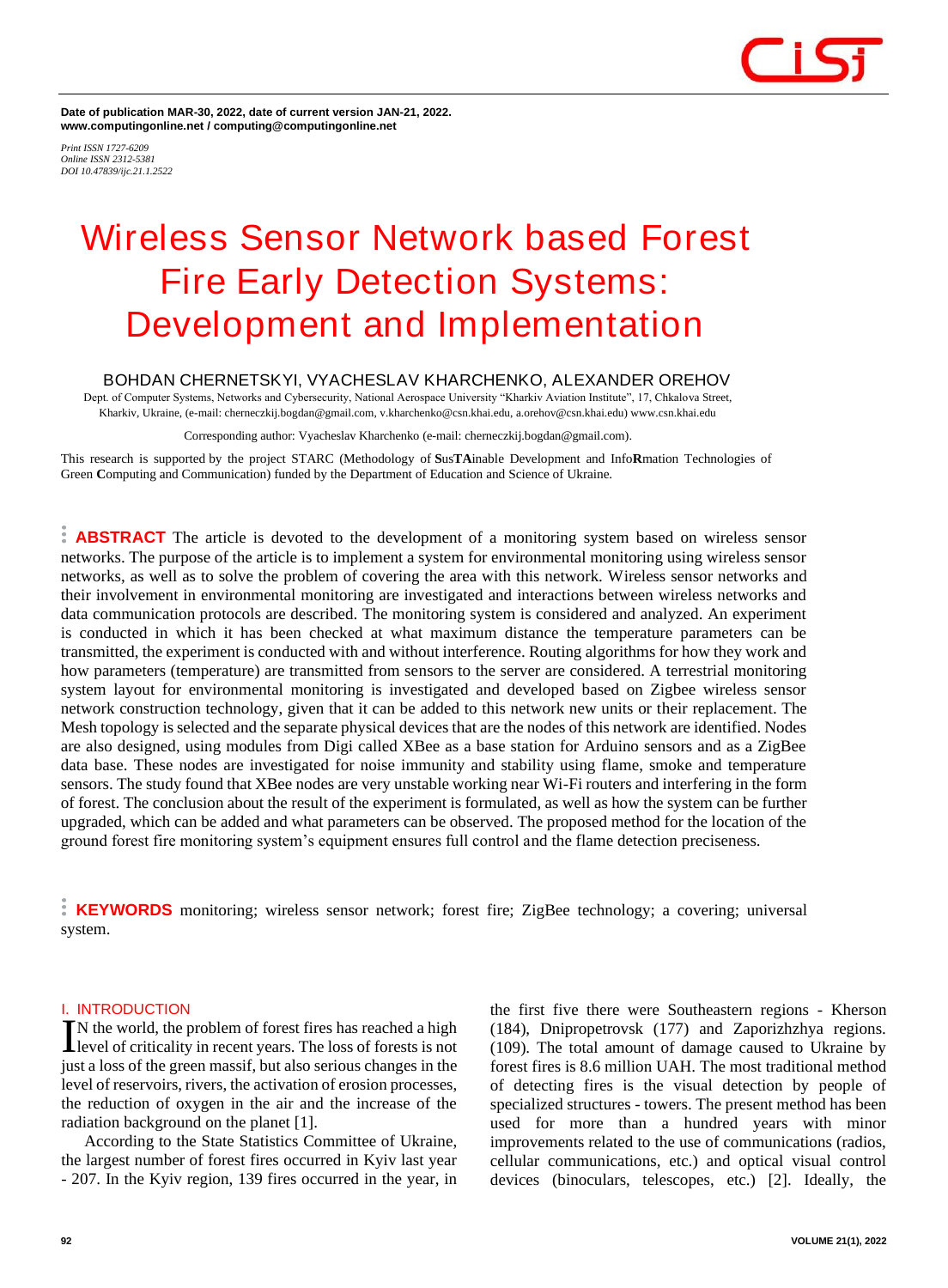Date of publication MAR-30, 2022, date of current version JAN-21, 2022.
www.computingonline.net / computing@computingonline.net

*Print ISSN 1727-6209*
*Online ISSN 2312-5381*
*DOI 10.47839/ijc.21.1.2522*

# Wireless Sensor Network based Forest Fire Early Detection Systems: Development and Implementation

**BOHDAN CHERNETSKYI, VYACHESLAV KHARCHENKO, ALEXANDER OREHOV**

Dept. of Computer Systems, Networks and Cybersecurity, National Aerospace University "Kharkiv Aviation Institute", 17, Chkalova Street, Kharkiv, Ukraine, (e-mail: cherneczkij.bogdan@gmail.com, v.kharchenko@csn.khai.edu, a.orehov@csn.khai.edu) www.csn.khai.edu

Corresponding author: Vyacheslav Kharchenko (e-mail: cherneczkij.bogdan@gmail.com).

This research is supported by the project STARC (Methodology of **S**us**TA**inable Development and Info**R**mation Technologies of Green **C**omputing and Communication) funded by the Department of Education and Science of Ukraine.

**ABSTRACT** The article is devoted to the development of a monitoring system based on wireless sensor networks. The purpose of the article is to implement a system for environmental monitoring using wireless sensor networks, as well as to solve the problem of covering the area with this network. Wireless sensor networks and their involvement in environmental monitoring are investigated and interactions between wireless networks and data communication protocols are described. The monitoring system is considered and analyzed. An experiment is conducted in which it has been checked at what maximum distance the temperature parameters can be transmitted, the experiment is conducted with and without interference. Routing algorithms for how they work and how parameters (temperature) are transmitted from sensors to the server are considered. A terrestrial monitoring system layout for environmental monitoring is investigated and developed based on Zigbee wireless sensor network construction technology, given that it can be added to this network new units or their replacement. The Mesh topology is selected and the separate physical devices that are the nodes of this network are identified. Nodes are also designed, using modules from Digi called XBee as a base station for Arduino sensors and as a ZigBee data base. These nodes are investigated for noise immunity and stability using flame, smoke and temperature sensors. The study found that XBee nodes are very unstable working near Wi-Fi routers and interfering in the form of forest. The conclusion about the result of the experiment is formulated, as well as how the system can be further upgraded, which can be added and what parameters can be observed. The proposed method for the location of the ground forest fire monitoring system's equipment ensures full control and the flame detection preciseness.

**KEYWORDS** monitoring; wireless sensor network; forest fire; ZigBee technology; a covering; universal system.

## I. INTRODUCTION

In the world, the problem of forest fires has reached a high level of criticality in recent years. The loss of forests is not just a loss of the green massif, but also serious changes in the level of reservoirs, rivers, the activation of erosion processes, the reduction of oxygen in the air and the increase of the radiation background on the planet [1].

According to the State Statistics Committee of Ukraine, the largest number of forest fires occurred in Kyiv last year - 207. In the Kyiv region, 139 fires occurred in the year, in the first five there were Southeastern regions - Kherson (184), Dnipropetrovsk (177) and Zaporizhzhya regions. (109). The total amount of damage caused to Ukraine by forest fires is 8.6 million UAH. The most traditional method of detecting fires is the visual detection by people of specialized structures - towers. The present method has been used for more than a hundred years with minor improvements related to the use of communications (radios, cellular communications, etc.) and optical visual control devices (binoculars, telescopes, etc.) [2]. Ideally, the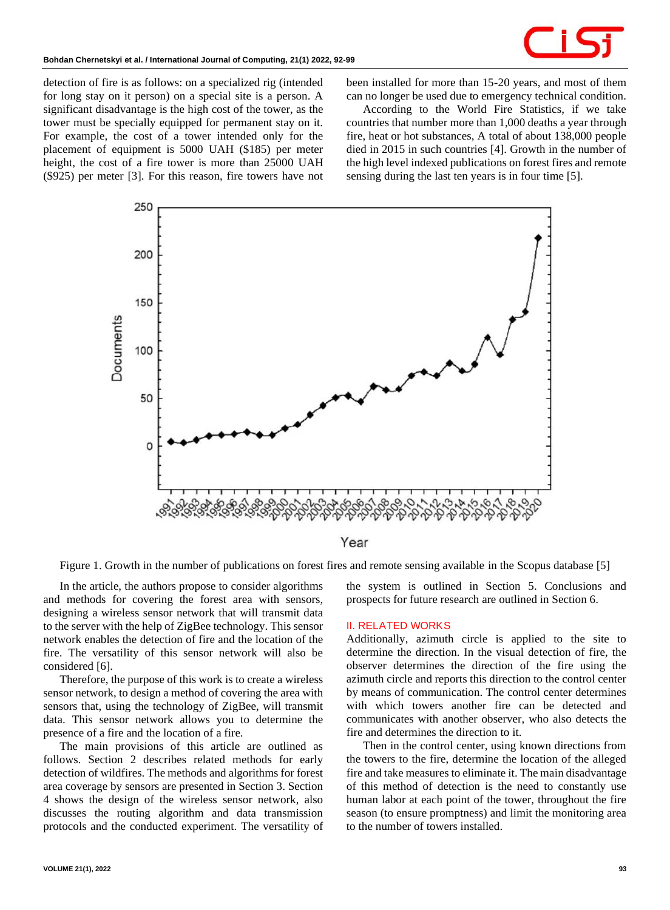detection of fire is as follows: on a specialized rig (intended for long stay on it person) on a special site is a person. A significant disadvantage is the high cost of the tower, as the tower must be specially equipped for permanent stay on it. For example, the cost of a tower intended only for the placement of equipment is 5000 UAH ($185) per meter height, the cost of a fire tower is more than 25000 UAH ($925) per meter [3]. For this reason, fire towers have not been installed for more than 15-20 years, and most of them can no longer be used due to emergency technical condition.

According to the World Fire Statistics, if we take countries that number more than 1,000 deaths a year through fire, heat or hot substances, A total of about 138,000 people died in 2015 in such countries [4]. Growth in the number of the high level indexed publications on forest fires and remote sensing during the last ten years is in four time [5].

Figure 1. Growth in the number of publications on forest fires and remote sensing available in the Scopus database [5]

In the article, the authors propose to consider algorithms and methods for covering the forest area with sensors, designing a wireless sensor network that will transmit data to the server with the help of ZigBee technology. This sensor network enables the detection of fire and the location of the fire. The versatility of this sensor network will also be considered [6].

Therefore, the purpose of this work is to create a wireless sensor network, to design a method of covering the area with sensors that, using the technology of ZigBee, will transmit data. This sensor network allows you to determine the presence of a fire and the location of a fire.

The main provisions of this article are outlined as follows. Section 2 describes related methods for early detection of wildfires. The methods and algorithms for forest area coverage by sensors are presented in Section 3. Section 4 shows the design of the wireless sensor network, also discusses the routing algorithm and data transmission protocols and the conducted experiment. The versatility of the system is outlined in Section 5. Conclusions and prospects for future research are outlined in Section 6.

## II. RELATED WORKS

Additionally, azimuth circle is applied to the site to determine the direction. In the visual detection of fire, the observer determines the direction of the fire using the azimuth circle and reports this direction to the control center by means of communication. The control center determines with which towers another fire can be detected and communicates with another observer, who also detects the fire and determines the direction to it.

Then in the control center, using known directions from the towers to the fire, determine the location of the alleged fire and take measures to eliminate it. The main disadvantage of this method of detection is the need to constantly use human labor at each point of the tower, throughout the fire season (to ensure promptness) and limit the monitoring area to the number of towers installed.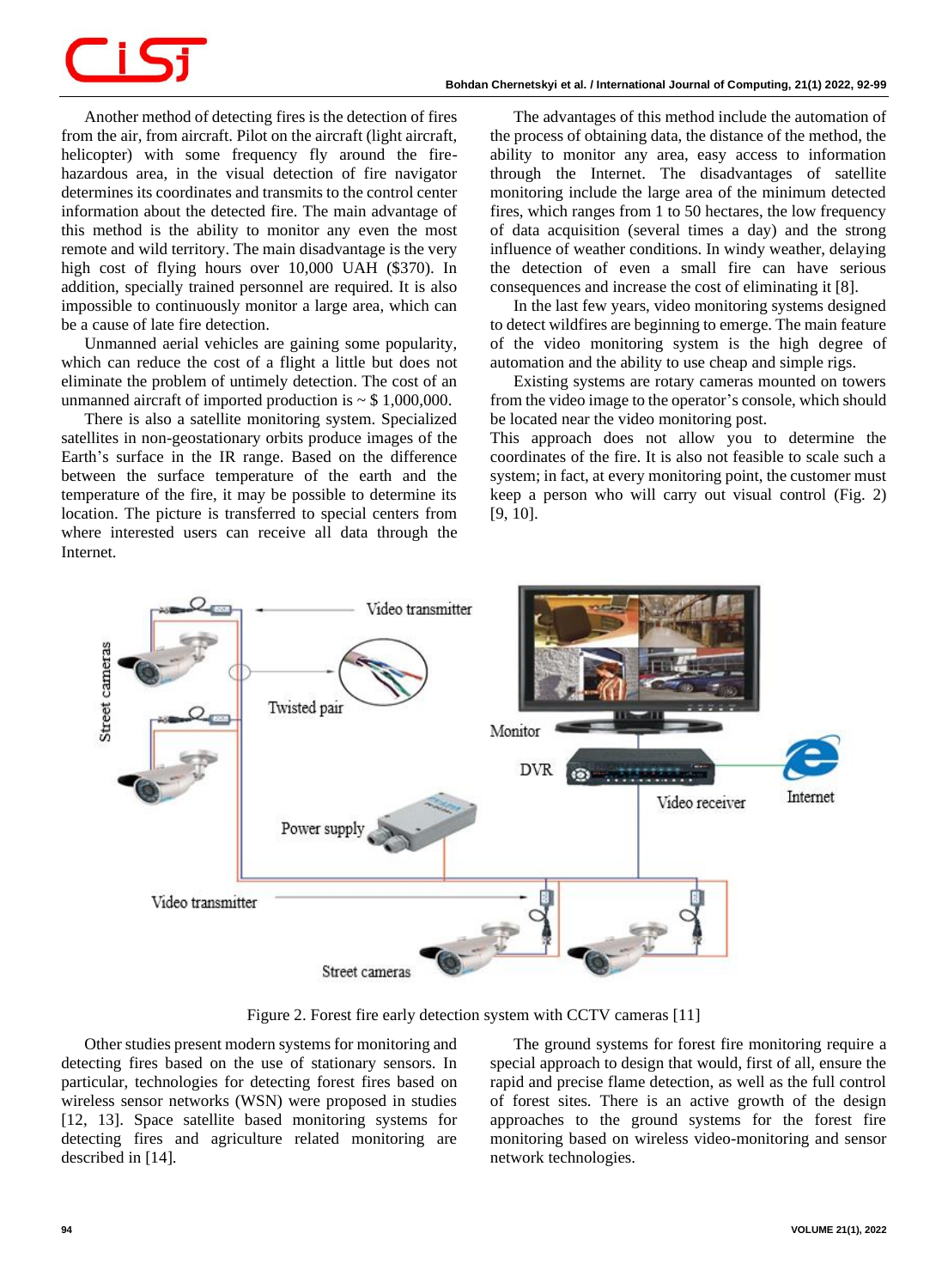Another method of detecting fires is the detection of fires from the air, from aircraft. Pilot on the aircraft (light aircraft, helicopter) with some frequency fly around the fire-hazardous area, in the visual detection of fire navigator determines its coordinates and transmits to the control center information about the detected fire. The main advantage of this method is the ability to monitor any even the most remote and wild territory. The main disadvantage is the very high cost of flying hours over 10,000 UAH ($370). In addition, specially trained personnel are required. It is also impossible to continuously monitor a large area, which can be a cause of late fire detection.

Unmanned aerial vehicles are gaining some popularity, which can reduce the cost of a flight a little but does not eliminate the problem of untimely detection. The cost of an unmanned aircraft of imported production is ~ $ 1,000,000.

There is also a satellite monitoring system. Specialized satellites in non-geostationary orbits produce images of the Earth's surface in the IR range. Based on the difference between the surface temperature of the earth and the temperature of the fire, it may be possible to determine its location. The picture is transferred to special centers from where interested users can receive all data through the Internet.

The advantages of this method include the automation of the process of obtaining data, the distance of the method, the ability to monitor any area, easy access to information through the Internet. The disadvantages of satellite monitoring include the large area of the minimum detected fires, which ranges from 1 to 50 hectares, the low frequency of data acquisition (several times a day) and the strong influence of weather conditions. In windy weather, delaying the detection of even a small fire can have serious consequences and increase the cost of eliminating it [8].

In the last few years, video monitoring systems designed to detect wildfires are beginning to emerge. The main feature of the video monitoring system is the high degree of automation and the ability to use cheap and simple rigs.

Existing systems are rotary cameras mounted on towers from the video image to the operator's console, which should be located near the video monitoring post.

This approach does not allow you to determine the coordinates of the fire. It is also not feasible to scale such a system; in fact, at every monitoring point, the customer must keep a person who will carry out visual control (Fig. 2) [9, 10].

Figure 2. Forest fire early detection system with CCTV cameras [11]

Other studies present modern systems for monitoring and detecting fires based on the use of stationary sensors. In particular, technologies for detecting forest fires based on wireless sensor networks (WSN) were proposed in studies [12, 13]. Space satellite based monitoring systems for detecting fires and agriculture related monitoring are described in [14].

The ground systems for forest fire monitoring require a special approach to design that would, first of all, ensure the rapid and precise flame detection, as well as the full control of forest sites. There is an active growth of the design approaches to the ground systems for the forest fire monitoring based on wireless video-monitoring and sensor network technologies.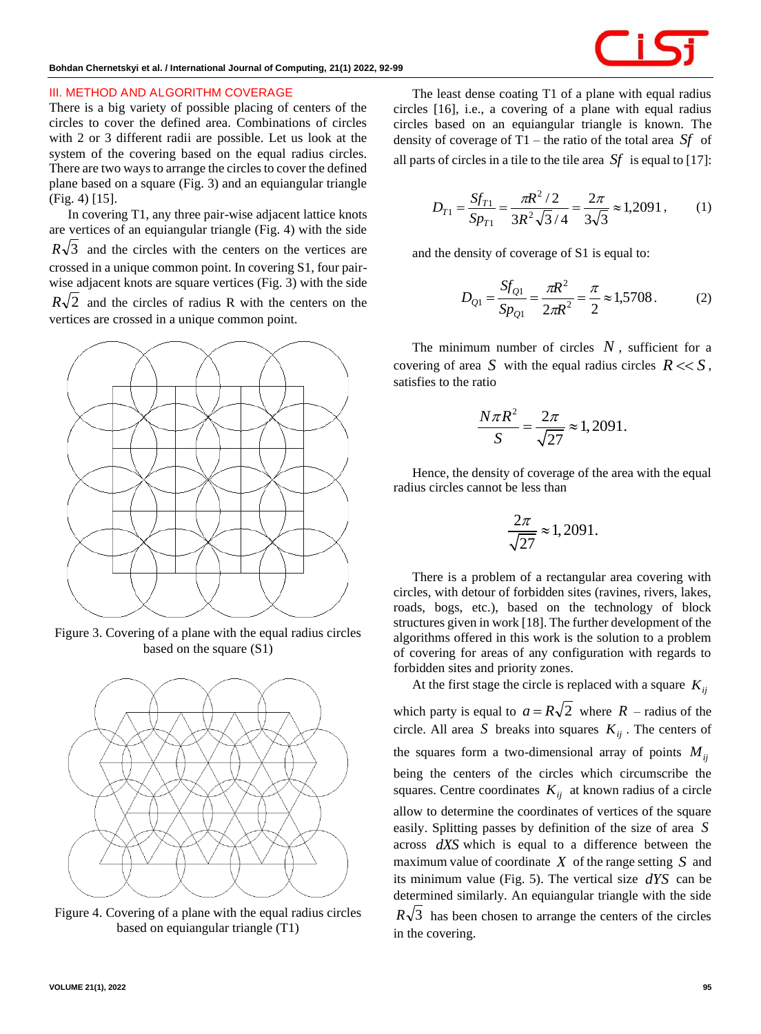## III. METHOD AND ALGORITHM COVERAGE

There is a big variety of possible placing of centers of the circles to cover the defined area. Combinations of circles with 2 or 3 different radii are possible. Let us look at the system of the covering based on the equal radius circles. There are two ways to arrange the circles to cover the defined plane based on a square (Fig. 3) and an equiangular triangle (Fig. 4) [15].

In covering T1, any three pair-wise adjacent lattice knots are vertices of an equiangular triangle (Fig. 4) with the side $R\sqrt{3}$ and the circles with the centers on the vertices are crossed in a unique common point. In covering S1, four pair-wise adjacent knots are square vertices (Fig. 3) with the side $R\sqrt{2}$ and the circles of radius R with the centers on the vertices are crossed in a unique common point.

Figure 3. Covering of a plane with the equal radius circles based on the square (S1)

Figure 4. Covering of a plane with the equal radius circles based on equiangular triangle (T1)

The least dense coating T1 of a plane with equal radius circles [16], i.e., a covering of a plane with equal radius circles based on an equiangular triangle is known. The density of coverage of T1 – the ratio of the total area $Sf$ of all parts of circles in a tile to the tile area $Sf$ is equal to [17]:

$$D_{T1} = \frac{Sf_{T1}}{Sp_{T1}} = \frac{\pi R^2/2}{3R^2\sqrt{3}/4} = \frac{2\pi}{3\sqrt{3}} \approx 1{,}2091, \qquad (1)$$

and the density of coverage of S1 is equal to:

$$D_{Q1} = \frac{Sf_{Q1}}{Sp_{Q1}} = \frac{\pi R^2}{2\pi R^2} = \frac{\pi}{2} \approx 1{,}5708. \qquad (2)$$

The minimum number of circles $N$, sufficient for a covering of area $S$ with the equal radius circles $R << S$, satisfies to the ratio

$$\frac{N\pi R^2}{S} = \frac{2\pi}{\sqrt{27}} \approx 1,2091.$$

Hence, the density of coverage of the area with the equal radius circles cannot be less than

$$\frac{2\pi}{\sqrt{27}} \approx 1,2091.$$

There is a problem of a rectangular area covering with circles, with detour of forbidden sites (ravines, rivers, lakes, roads, bogs, etc.), based on the technology of block structures given in work [18]. The further development of the algorithms offered in this work is the solution to a problem of covering for areas of any configuration with regards to forbidden sites and priority zones.

At the first stage the circle is replaced with a square $K_{ij}$ which party is equal to $a = R\sqrt{2}$ where $R$ – radius of the circle. All area $S$ breaks into squares $K_{ij}$. The centers of the squares form a two-dimensional array of points $M_{ij}$ being the centers of the circles which circumscribe the squares. Centre coordinates $K_{ij}$ at known radius of a circle allow to determine the coordinates of vertices of the square easily. Splitting passes by definition of the size of area $S$ across $dXS$ which is equal to a difference between the maximum value of coordinate $X$ of the range setting $S$ and its minimum value (Fig. 5). The vertical size $dYS$ can be determined similarly. An equiangular triangle with the side $R\sqrt{3}$ has been chosen to arrange the centers of the circles in the covering.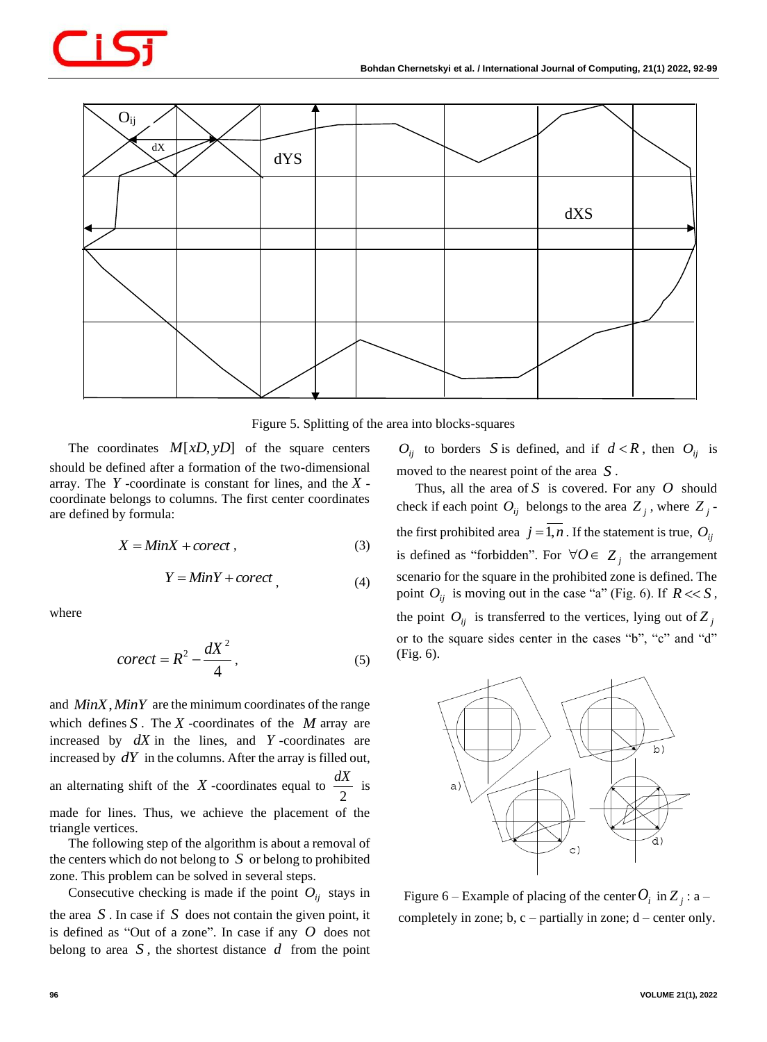Figure 5. Splitting of the area into blocks-squares

The coordinates $M[xD, yD]$ of the square centers should be defined after a formation of the two-dimensional array. The $Y$-coordinate is constant for lines, and the $X$-coordinate belongs to columns. The first center coordinates are defined by formula:

$$X = MinX + corect\,, \tag{3}$$

$$Y = MinY + corect\,, \tag{4}$$

where

$$corect = R^2 - \frac{dX^2}{4}\,, \tag{5}$$

and $MinX, MinY$ are the minimum coordinates of the range which defines $S$. The $X$-coordinates of the $M$ array are increased by $dX$ in the lines, and $Y$-coordinates are increased by $dY$ in the columns. After the array is filled out, an alternating shift of the $X$-coordinates equal to $\frac{dX}{2}$ is made for lines. Thus, we achieve the placement of the triangle vertices.

The following step of the algorithm is about a removal of the centers which do not belong to $S$ or belong to prohibited zone. This problem can be solved in several steps.

Consecutive checking is made if the point $O_{ij}$ stays in the area $S$. In case if $S$ does not contain the given point, it is defined as "Out of a zone". In case if any $O$ does not belong to area $S$, the shortest distance $d$ from the point $O_{ij}$ to borders $S$ is defined, and if $d < R$, then $O_{ij}$ is moved to the nearest point of the area $S$.

Thus, all the area of $S$ is covered. For any $O$ should check if each point $O_{ij}$ belongs to the area $Z_j$, where $Z_j$ - the first prohibited area $j = \overline{1,n}$. If the statement is true, $O_{ij}$ is defined as "forbidden". For $\forall O \in Z_j$ the arrangement scenario for the square in the prohibited zone is defined. The point $O_{ij}$ is moving out in the case "a" (Fig. 6). If $R << S$, the point $O_{ij}$ is transferred to the vertices, lying out of $Z_j$ or to the square sides center in the cases "b", "c" and "d" (Fig. 6).

Figure 6 – Example of placing of the center $O_i$ in $Z_j$: a – completely in zone; b, c – partially in zone; d – center only.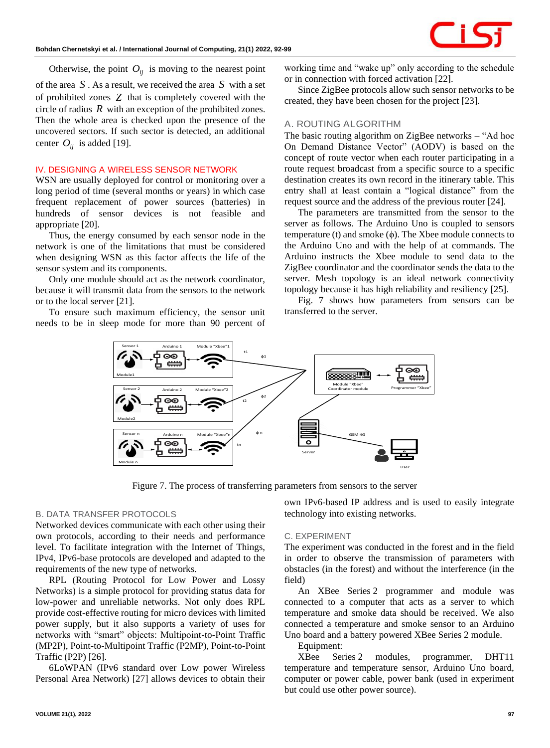Otherwise, the point $O_{ij}$ is moving to the nearest point of the area $S$. As a result, we received the area $S$ with a set of prohibited zones $Z$ that is completely covered with the circle of radius $R$ with an exception of the prohibited zones. Then the whole area is checked upon the presence of the uncovered sectors. If such sector is detected, an additional center $O_{ij}$ is added [19].

## IV. DESIGNING A WIRELESS SENSOR NETWORK

WSN are usually deployed for control or monitoring over a long period of time (several months or years) in which case frequent replacement of power sources (batteries) in hundreds of sensor devices is not feasible and appropriate [20].

Thus, the energy consumed by each sensor node in the network is one of the limitations that must be considered when designing WSN as this factor affects the life of the sensor system and its components.

Only one module should act as the network coordinator, because it will transmit data from the sensors to the network or to the local server [21].

To ensure such maximum efficiency, the sensor unit needs to be in sleep mode for more than 90 percent of working time and "wake up" only according to the schedule or in connection with forced activation [22].

Since ZigBee protocols allow such sensor networks to be created, they have been chosen for the project [23].

### A. ROUTING ALGORITHM

The basic routing algorithm on ZigBee networks – "Ad hoc On Demand Distance Vector" (AODV) is based on the concept of route vector when each router participating in a route request broadcast from a specific source to a specific destination creates its own record in the itinerary table. This entry shall at least contain a "logical distance" from the request source and the address of the previous router [24].

The parameters are transmitted from the sensor to the server as follows. The Arduino Uno is coupled to sensors temperature (t) and smoke (ϕ). The Xbee module connects to the Arduino Uno and with the help of at commands. The Arduino instructs the Xbee module to send data to the ZigBee coordinator and the coordinator sends the data to the server. Mesh topology is an ideal network connectivity topology because it has high reliability and resiliency [25].

Fig. 7 shows how parameters from sensors can be transferred to the server.

Figure 7. The process of transferring parameters from sensors to the server

### B. DATA TRANSFER PROTOCOLS

Networked devices communicate with each other using their own protocols, according to their needs and performance level. To facilitate integration with the Internet of Things, IPv4, IPv6-base protocols are developed and adapted to the requirements of the new type of networks.

RPL (Routing Protocol for Low Power and Lossy Networks) is a simple protocol for providing status data for low-power and unreliable networks. Not only does RPL provide cost-effective routing for micro devices with limited power supply, but it also supports a variety of uses for networks with "smart" objects: Multipoint-to-Point Traffic (MP2P), Point-to-Multipoint Traffic (P2MP), Point-to-Point Traffic (P2P) [26].

6LoWPAN (IPv6 standard over Low power Wireless Personal Area Network) [27] allows devices to obtain their own IPv6-based IP address and is used to easily integrate technology into existing networks.

### C. EXPERIMENT

The experiment was conducted in the forest and in the field in order to observe the transmission of parameters with obstacles (in the forest) and without the interference (in the field)

An XBee Series 2 programmer and module was connected to a computer that acts as a server to which temperature and smoke data should be received. We also connected a temperature and smoke sensor to an Arduino Uno board and a battery powered XBee Series 2 module.

Equipment:

XBee Series 2 modules, programmer, DHT11 temperature and temperature sensor, Arduino Uno board, computer or power cable, power bank (used in experiment but could use other power source).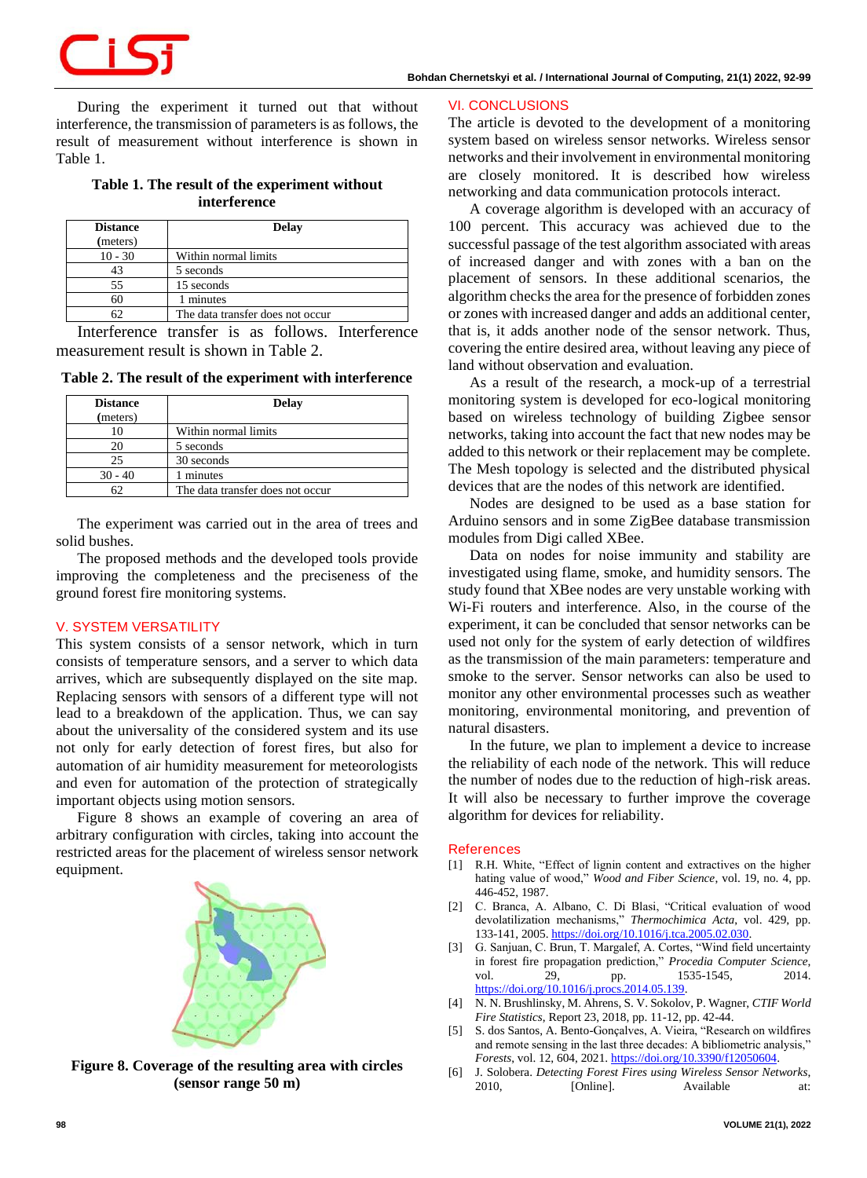During the experiment it turned out that without interference, the transmission of parameters is as follows, the result of measurement without interference is shown in Table 1.

**Table 1. The result of the experiment without interference**

| Distance (meters) | Delay |
| --- | --- |
| 10 - 30 | Within normal limits |
| 43 | 5 seconds |
| 55 | 15 seconds |
| 60 | 1 minutes |
| 62 | The data transfer does not occur |

Interference transfer is as follows. Interference measurement result is shown in Table 2.

**Table 2. The result of the experiment with interference**

| Distance (meters) | Delay |
| --- | --- |
| 10 | Within normal limits |
| 20 | 5 seconds |
| 25 | 30 seconds |
| 30 - 40 | 1 minutes |
| 62 | The data transfer does not occur |

The experiment was carried out in the area of trees and solid bushes.

The proposed methods and the developed tools provide improving the completeness and the preciseness of the ground forest fire monitoring systems.

## V. SYSTEM VERSATILITY

This system consists of a sensor network, which in turn consists of temperature sensors, and a server to which data arrives, which are subsequently displayed on the site map. Replacing sensors with sensors of a different type will not lead to a breakdown of the application. Thus, we can say about the universality of the considered system and its use not only for early detection of forest fires, but also for automation of air humidity measurement for meteorologists and even for automation of the protection of strategically important objects using motion sensors.

Figure 8 shows an example of covering an area of arbitrary configuration with circles, taking into account the restricted areas for the placement of wireless sensor network equipment.

**Figure 8. Coverage of the resulting area with circles (sensor range 50 m)**

## VI. CONCLUSIONS

The article is devoted to the development of a monitoring system based on wireless sensor networks. Wireless sensor networks and their involvement in environmental monitoring are closely monitored. It is described how wireless networking and data communication protocols interact.

A coverage algorithm is developed with an accuracy of 100 percent. This accuracy was achieved due to the successful passage of the test algorithm associated with areas of increased danger and with zones with a ban on the placement of sensors. In these additional scenarios, the algorithm checks the area for the presence of forbidden zones or zones with increased danger and adds an additional center, that is, it adds another node of the sensor network. Thus, covering the entire desired area, without leaving any piece of land without observation and evaluation.

As a result of the research, a mock-up of a terrestrial monitoring system is developed for eco-logical monitoring based on wireless technology of building Zigbee sensor networks, taking into account the fact that new nodes may be added to this network or their replacement may be complete. The Mesh topology is selected and the distributed physical devices that are the nodes of this network are identified.

Nodes are designed to be used as a base station for Arduino sensors and in some ZigBee database transmission modules from Digi called XBee.

Data on nodes for noise immunity and stability are investigated using flame, smoke, and humidity sensors. The study found that XBee nodes are very unstable working with Wi-Fi routers and interference. Also, in the course of the experiment, it can be concluded that sensor networks can be used not only for the system of early detection of wildfires as the transmission of the main parameters: temperature and smoke to the server. Sensor networks can also be used to monitor any other environmental processes such as weather monitoring, environmental monitoring, and prevention of natural disasters.

In the future, we plan to implement a device to increase the reliability of each node of the network. This will reduce the number of nodes due to the reduction of high-risk areas. It will also be necessary to further improve the coverage algorithm for devices for reliability.

## References

[1] R.H. White, "Effect of lignin content and extractives on the higher hating value of wood," *Wood and Fiber Science*, vol. 19, no. 4, pp. 446-452, 1987.

[2] C. Branca, A. Albano, C. Di Blasi, "Critical evaluation of wood devolatilization mechanisms," *Thermochimica Acta*, vol. 429, pp. 133-141, 2005. https://doi.org/10.1016/j.tca.2005.02.030.

[3] G. Sanjuan, C. Brun, T. Margalef, A. Cortes, "Wind field uncertainty in forest fire propagation prediction," *Procedia Computer Science*, vol. 29, pp. 1535-1545, 2014. https://doi.org/10.1016/j.procs.2014.05.139.

[4] N. N. Brushlinsky, M. Ahrens, S. V. Sokolov, P. Wagner, *CTIF World Fire Statistics*, Report 23, 2018, pp. 11-12, pp. 42-44.

[5] S. dos Santos, A. Bento-Gonçalves, A. Vieira, "Research on wildfires and remote sensing in the last three decades: A bibliometric analysis," *Forests*, vol. 12, 604, 2021. https://doi.org/10.3390/f12050604.

[6] J. Solobera. *Detecting Forest Fires using Wireless Sensor Networks*, 2010, [Online]. Available at: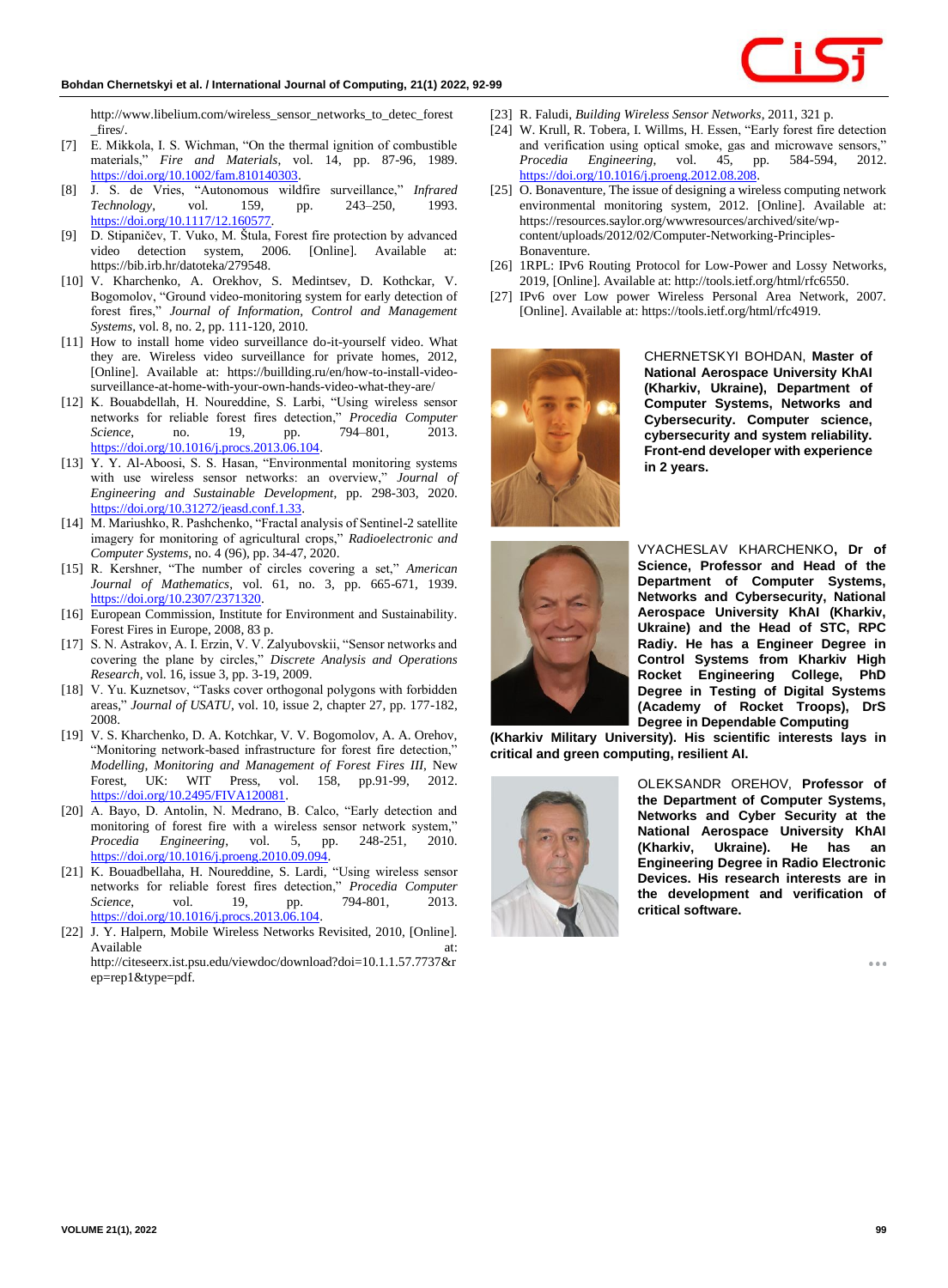http://www.libelium.com/wireless_sensor_networks_to_detec_forest_fires/.

[7] E. Mikkola, I. S. Wichman, "On the thermal ignition of combustible materials," *Fire and Materials*, vol. 14, pp. 87-96, 1989. https://doi.org/10.1002/fam.810140303.

[8] J. S. de Vries, "Autonomous wildfire surveillance," *Infrared Technology*, vol. 159, pp. 243–250, 1993. https://doi.org/10.1117/12.160577.

[9] D. Stipaničev, T. Vuko, M. Štula, Forest fire protection by advanced video detection system, 2006. [Online]. Available at: https://bib.irb.hr/datoteka/279548.

[10] V. Kharchenko, A. Orekhov, S. Medintsev, D. Kothckar, V. Bogomolov, "Ground video-monitoring system for early detection of forest fires," *Journal of Information, Control and Management Systems*, vol. 8, no. 2, pp. 111-120, 2010.

[11] How to install home video surveillance do-it-yourself video. What they are. Wireless video surveillance for private homes, 2012, [Online]. Available at: https://buillding.ru/en/how-to-install-video-surveillance-at-home-with-your-own-hands-video-what-they-are/

[12] K. Bouabdellah, H. Noureddine, S. Larbi, "Using wireless sensor networks for reliable forest fires detection," *Procedia Computer Science*, no. 19, pp. 794–801, 2013. https://doi.org/10.1016/j.procs.2013.06.104.

[13] Y. Y. Al-Aboosi, S. S. Hasan, "Environmental monitoring systems with use wireless sensor networks: an overview," *Journal of Engineering and Sustainable Development*, pp. 298-303, 2020. https://doi.org/10.31272/jeasd.conf.1.33.

[14] M. Mariushko, R. Pashchenko, "Fractal analysis of Sentinel-2 satellite imagery for monitoring of agricultural crops," *Radioelectronic and Computer Systems*, no. 4 (96), pp. 34-47, 2020.

[15] R. Kershner, "The number of circles covering a set," *American Journal of Mathematics*, vol. 61, no. 3, pp. 665-671, 1939. https://doi.org/10.2307/2371320.

[16] European Commission, Institute for Environment and Sustainability. Forest Fires in Europe, 2008, 83 p.

[17] S. N. Astrakov, A. I. Erzin, V. V. Zalyubovskii, "Sensor networks and covering the plane by circles," *Discrete Analysis and Operations Research*, vol. 16, issue 3, pp. 3-19, 2009.

[18] V. Yu. Kuznetsov, "Tasks cover orthogonal polygons with forbidden areas," *Journal of USATU*, vol. 10, issue 2, chapter 27, pp. 177-182, 2008.

[19] V. S. Kharchenko, D. A. Kotchkar, V. V. Bogomolov, A. A. Orehov, "Monitoring network-based infrastructure for forest fire detection," *Modelling, Monitoring and Management of Forest Fires III*, New Forest, UK: WIT Press, vol. 158, pp.91-99, 2012. https://doi.org/10.2495/FIVA120081.

[20] A. Bayo, D. Antolin, N. Medrano, B. Calco, "Early detection and monitoring of forest fire with a wireless sensor network system," *Procedia Engineering*, vol. 5, pp. 248-251, 2010. https://doi.org/10.1016/j.proeng.2010.09.094.

[21] K. Bouadbellaha, H. Noureddine, S. Lardi, "Using wireless sensor networks for reliable forest fires detection," *Procedia Computer Science*, vol. 19, pp. 794-801, 2013. https://doi.org/10.1016/j.procs.2013.06.104.

[22] J. Y. Halpern, Mobile Wireless Networks Revisited, 2010, [Online]. Available at: http://citeseerx.ist.psu.edu/viewdoc/download?doi=10.1.1.57.7737&rep=rep1&type=pdf.

[23] R. Faludi, *Building Wireless Sensor Networks*, 2011, 321 p.

[24] W. Krull, R. Tobera, I. Willms, H. Essen, "Early forest fire detection and verification using optical smoke, gas and microwave sensors," *Procedia Engineering*, vol. 45, pp. 584-594, 2012. https://doi.org/10.1016/j.proeng.2012.08.208.

[25] O. Bonaventure, The issue of designing a wireless computing network environmental monitoring system, 2012. [Online]. Available at: https://resources.saylor.org/wwwresources/archived/site/wp-content/uploads/2012/02/Computer-Networking-Principles-Bonaventure.

[26] 1RPL: IPv6 Routing Protocol for Low-Power and Lossy Networks, 2019, [Online]. Available at: http://tools.ietf.org/html/rfc6550.

[27] IPv6 over Low power Wireless Personal Area Network, 2007. [Online]. Available at: https://tools.ietf.org/html/rfc4919.

CHERNETSKYI BOHDAN, **Master of National Aerospace University KhAI (Kharkiv, Ukraine), Department of Computer Systems, Networks and Cybersecurity. Computer science, cybersecurity and system reliability. Front-end developer with experience in 2 years.**

VYACHESLAV KHARCHENKO, **Dr of Science, Professor and Head of the Department of Computer Systems, Networks and Cybersecurity, National Aerospace University KhAI (Kharkiv, Ukraine) and the Head of STC, RPC Radiy. He has a Engineer Degree in Control Systems from Kharkiv High Rocket Engineering College, PhD Degree in Testing of Digital Systems (Academy of Rocket Troops), DrS Degree in Dependable Computing (Kharkiv Military University). His scientific interests lays in critical and green computing, resilient AI.**

OLEKSANDR OREHOV, **Professor of the Department of Computer Systems, Networks and Cyber Security at the National Aerospace University KhAI (Kharkiv, Ukraine). He has an Engineering Degree in Radio Electronic Devices. His research interests are in the development and verification of critical software.**